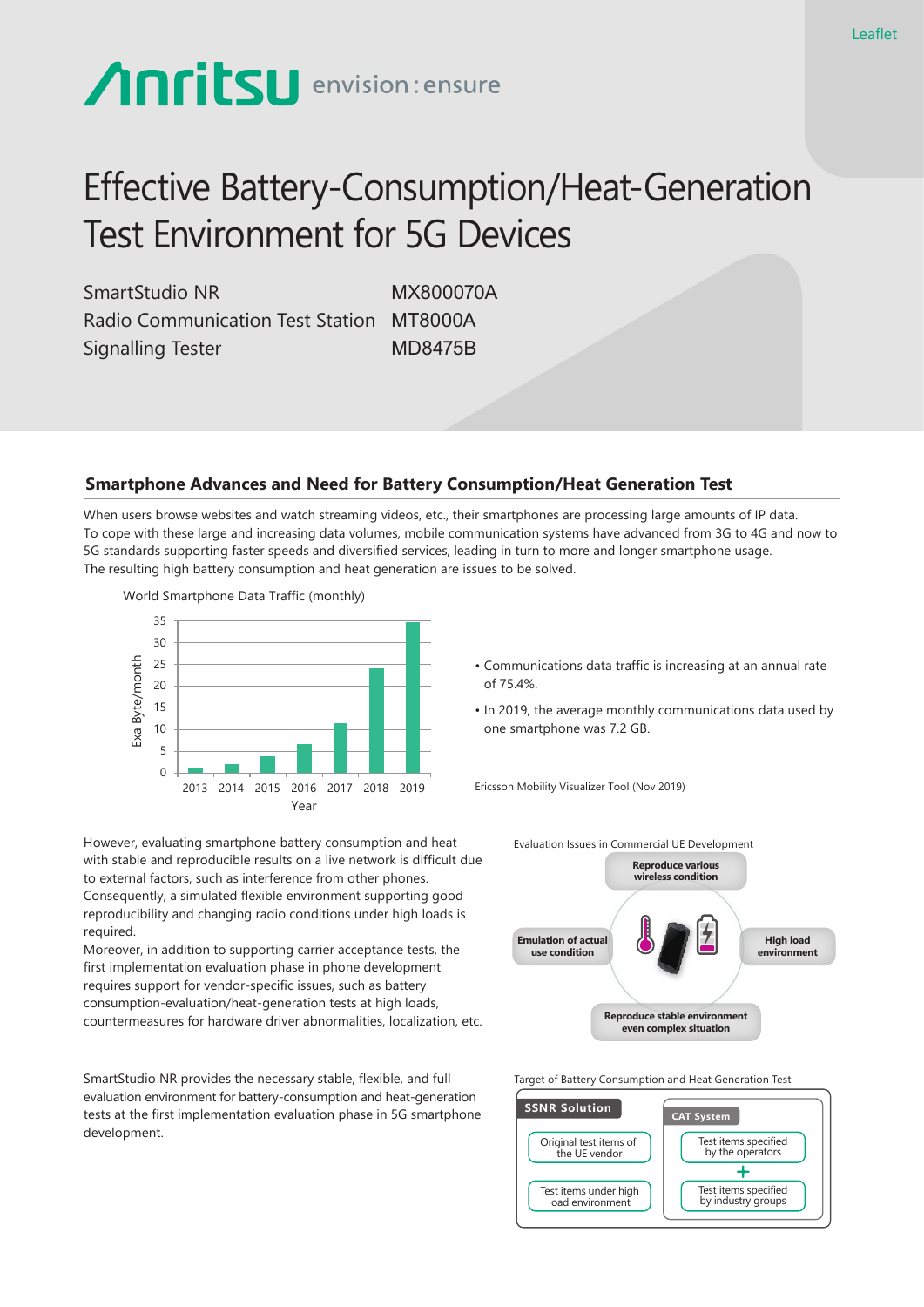Leaflet

Anritsu envision : ensure

# Effective Battery-Consumption/Heat-Generation Test Environment for 5G Devices

| | |
|---|---|
| SmartStudio NR | MX800070A |
| Radio Communication Test Station | MT8000A |
| Signalling Tester | MD8475B |

## Smartphone Advances and Need for Battery Consumption/Heat Generation Test

When users browse websites and watch streaming videos, etc., their smartphones are processing large amounts of IP data. To cope with these large and increasing data volumes, mobile communication systems have advanced from 3G to 4G and now to 5G standards supporting faster speeds and diversified services, leading in turn to more and longer smartphone usage. The resulting high battery consumption and heat generation are issues to be solved.

World Smartphone Data Traffic (monthly)

- Communications data traffic is increasing at an annual rate of 75.4%.
- In 2019, the average monthly communications data used by one smartphone was 7.2 GB.

Ericsson Mobility Visualizer Tool (Nov 2019)

However, evaluating smartphone battery consumption and heat with stable and reproducible results on a live network is difficult due to external factors, such as interference from other phones. Consequently, a simulated flexible environment supporting good reproducibility and changing radio conditions under high loads is required.
Moreover, in addition to supporting carrier acceptance tests, the first implementation evaluation phase in phone development requires support for vendor-specific issues, such as battery consumption-evaluation/heat-generation tests at high loads, countermeasures for hardware driver abnormalities, localization, etc.

Evaluation Issues in Commercial UE Development

- Reproduce various wireless condition
- Emulation of actual use condition
- High load environment
- Reproduce stable environment even complex situation

SmartStudio NR provides the necessary stable, flexible, and full evaluation environment for battery-consumption and heat-generation tests at the first implementation evaluation phase in 5G smartphone development.

Target of Battery Consumption and Heat Generation Test

| SSNR Solution | CAT System |
|---|---|
| Original test items of the UE vendor | Test items specified by the operators |
| Test items under high load environment | + Test items specified by industry groups |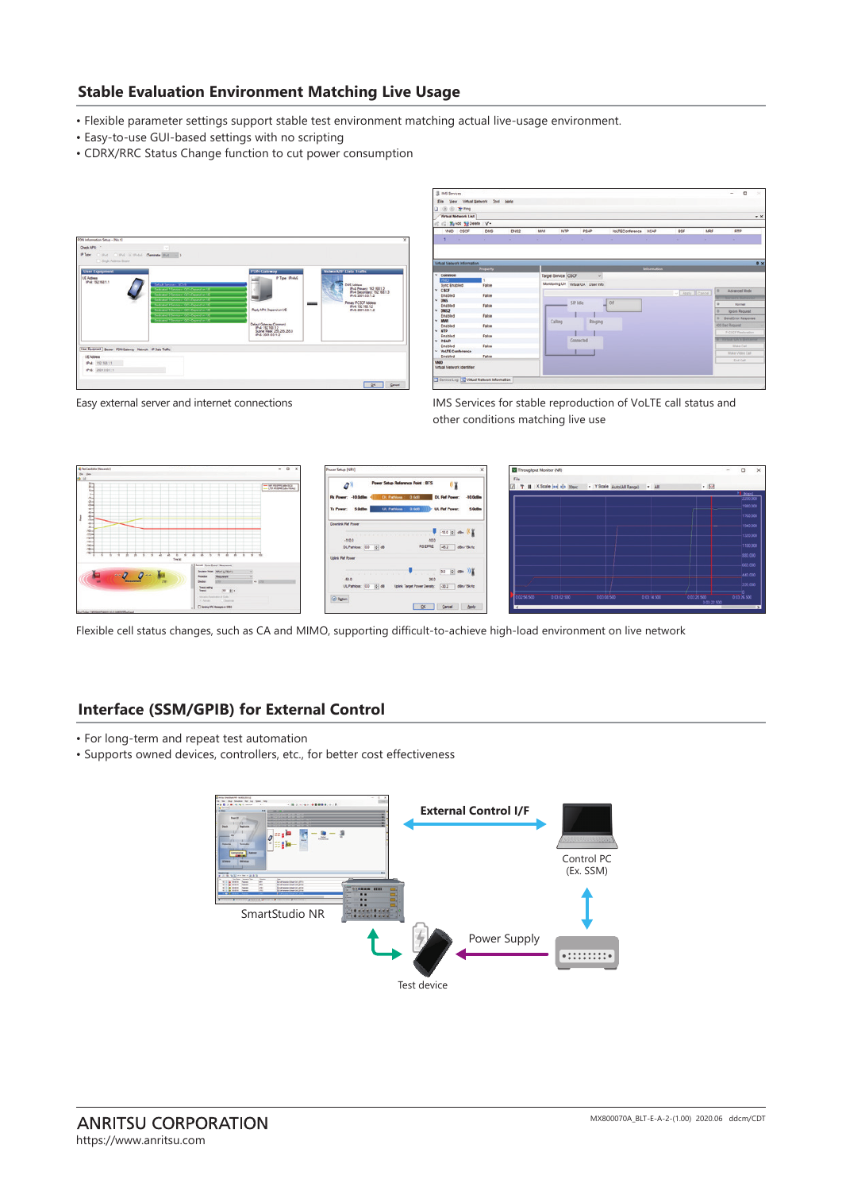## Stable Evaluation Environment Matching Live Usage

- Flexible parameter settings support stable test environment matching actual live-usage environment.
- Easy-to-use GUI-based settings with no scripting
- CDRX/RRC Status Change function to cut power consumption

Easy external server and internet connections

IMS Services for stable reproduction of VoLTE call status and other conditions matching live use

Flexible cell status changes, such as CA and MIMO, supporting difficult-to-achieve high-load environment on live network

## Interface (SSM/GPIB) for External Control

- For long-term and repeat test automation
- Supports owned devices, controllers, etc., for better cost effectiveness

External Control I/F

Control PC
(Ex. SSM)

SmartStudio NR

Power Supply

Test device

ANRITSU CORPORATION
https://www.anritsu.com

MX800070A_BLT-E-A-2-(1.00) 2020.06 ddcm/CDT